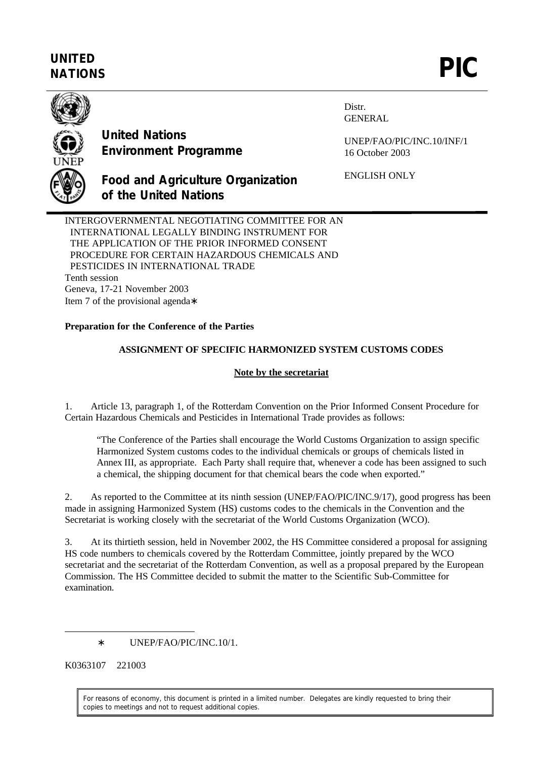UNITED NATIONS

# PIC

**United Nations Environment Programme**

**Food and Agriculture Organization of the United Nations**

Distr.
GENERAL

UNEP/FAO/PIC/INC.10/INF/1
16 October 2003

ENGLISH ONLY

INTERGOVERNMENTAL NEGOTIATING COMMITTEE FOR AN INTERNATIONAL LEGALLY BINDING INSTRUMENT FOR THE APPLICATION OF THE PRIOR INFORMED CONSENT PROCEDURE FOR CERTAIN HAZARDOUS CHEMICALS AND PESTICIDES IN INTERNATIONAL TRADE
Tenth session
Geneva, 17-21 November 2003
Item 7 of the provisional agenda*

**Preparation for the Conference of the Parties**

**ASSIGNMENT OF SPECIFIC HARMONIZED SYSTEM CUSTOMS CODES**

**Note by the secretariat**

1. Article 13, paragraph 1, of the Rotterdam Convention on the Prior Informed Consent Procedure for Certain Hazardous Chemicals and Pesticides in International Trade provides as follows:

> "The Conference of the Parties shall encourage the World Customs Organization to assign specific Harmonized System customs codes to the individual chemicals or groups of chemicals listed in Annex III, as appropriate. Each Party shall require that, whenever a code has been assigned to such a chemical, the shipping document for that chemical bears the code when exported."

2. As reported to the Committee at its ninth session (UNEP/FAO/PIC/INC.9/17), good progress has been made in assigning Harmonized System (HS) customs codes to the chemicals in the Convention and the Secretariat is working closely with the secretariat of the World Customs Organization (WCO).

3. At its thirtieth session, held in November 2002, the HS Committee considered a proposal for assigning HS code numbers to chemicals covered by the Rotterdam Committee, jointly prepared by the WCO secretariat and the secretariat of the Rotterdam Convention, as well as a proposal prepared by the European Commission. The HS Committee decided to submit the matter to the Scientific Sub-Committee for examination.

---

* UNEP/FAO/PIC/INC.10/1.

K0363107 221003

For reasons of economy, this document is printed in a limited number. Delegates are kindly requested to bring their copies to meetings and not to request additional copies.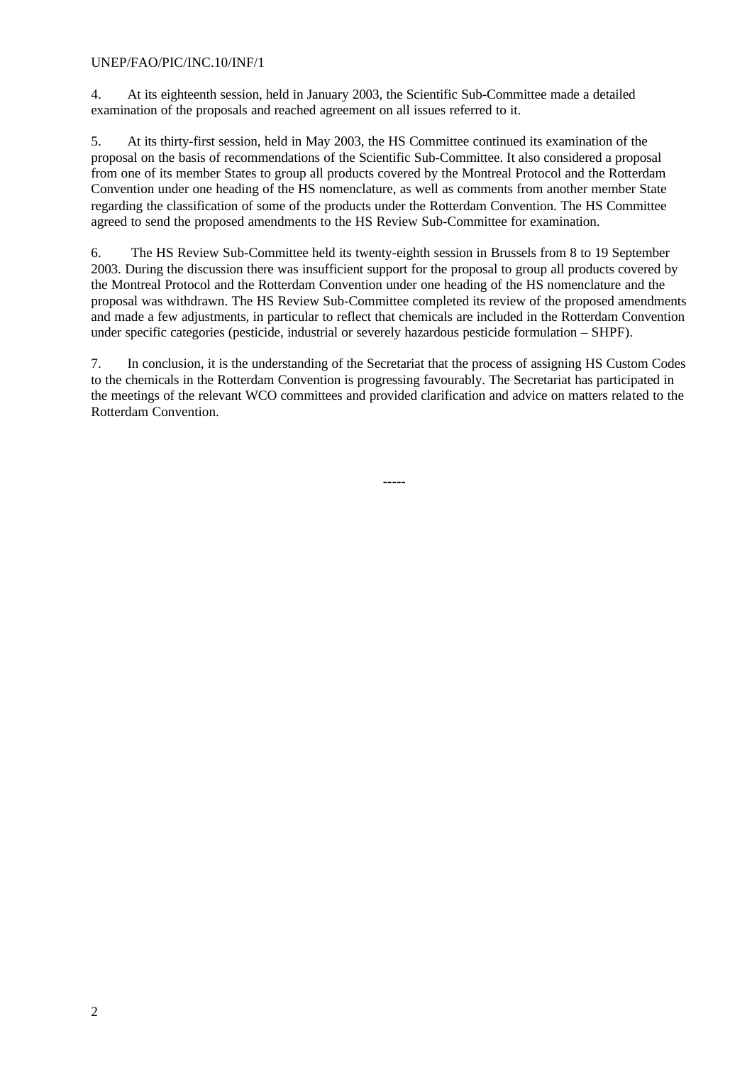4. At its eighteenth session, held in January 2003, the Scientific Sub-Committee made a detailed examination of the proposals and reached agreement on all issues referred to it.

5. At its thirty-first session, held in May 2003, the HS Committee continued its examination of the proposal on the basis of recommendations of the Scientific Sub-Committee. It also considered a proposal from one of its member States to group all products covered by the Montreal Protocol and the Rotterdam Convention under one heading of the HS nomenclature, as well as comments from another member State regarding the classification of some of the products under the Rotterdam Convention. The HS Committee agreed to send the proposed amendments to the HS Review Sub-Committee for examination.

6. The HS Review Sub-Committee held its twenty-eighth session in Brussels from 8 to 19 September 2003. During the discussion there was insufficient support for the proposal to group all products covered by the Montreal Protocol and the Rotterdam Convention under one heading of the HS nomenclature and the proposal was withdrawn. The HS Review Sub-Committee completed its review of the proposed amendments and made a few adjustments, in particular to reflect that chemicals are included in the Rotterdam Convention under specific categories (pesticide, industrial or severely hazardous pesticide formulation – SHPF).

7. In conclusion, it is the understanding of the Secretariat that the process of assigning HS Custom Codes to the chemicals in the Rotterdam Convention is progressing favourably. The Secretariat has participated in the meetings of the relevant WCO committees and provided clarification and advice on matters related to the Rotterdam Convention.

-----